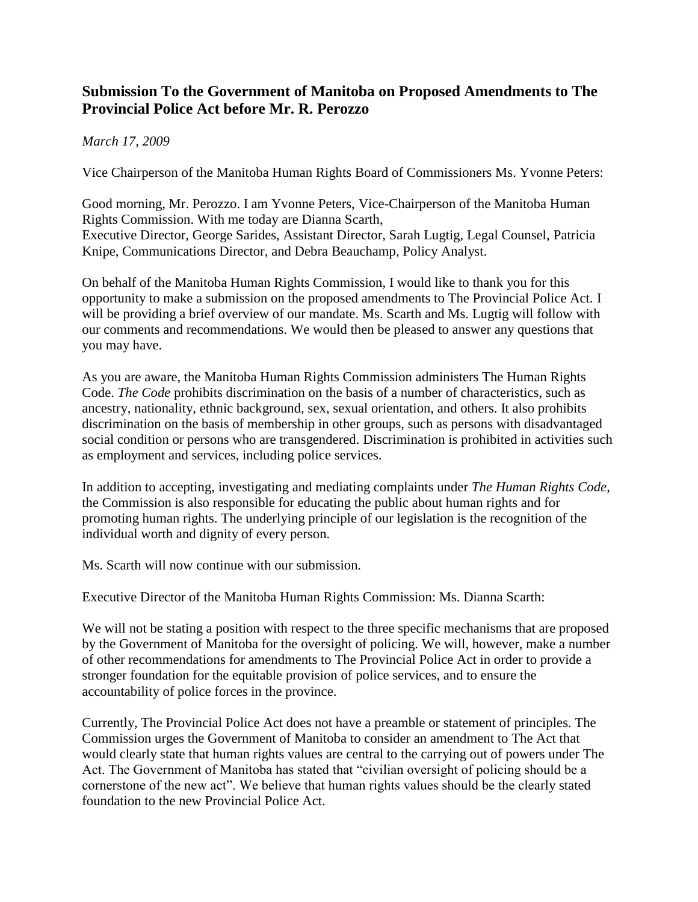## Submission To the Government of Manitoba on Proposed Amendments to The Provincial Police Act before Mr. R. Perozzo

*March 17, 2009*

Vice Chairperson of the Manitoba Human Rights Board of Commissioners Ms. Yvonne Peters:

Good morning, Mr. Perozzo. I am Yvonne Peters, Vice-Chairperson of the Manitoba Human Rights Commission. With me today are Dianna Scarth, Executive Director, George Sarides, Assistant Director, Sarah Lugtig, Legal Counsel, Patricia Knipe, Communications Director, and Debra Beauchamp, Policy Analyst.

On behalf of the Manitoba Human Rights Commission, I would like to thank you for this opportunity to make a submission on the proposed amendments to The Provincial Police Act. I will be providing a brief overview of our mandate. Ms. Scarth and Ms. Lugtig will follow with our comments and recommendations. We would then be pleased to answer any questions that you may have.

As you are aware, the Manitoba Human Rights Commission administers The Human Rights Code. *The Code* prohibits discrimination on the basis of a number of characteristics, such as ancestry, nationality, ethnic background, sex, sexual orientation, and others. It also prohibits discrimination on the basis of membership in other groups, such as persons with disadvantaged social condition or persons who are transgendered. Discrimination is prohibited in activities such as employment and services, including police services.

In addition to accepting, investigating and mediating complaints under *The Human Rights Code*, the Commission is also responsible for educating the public about human rights and for promoting human rights. The underlying principle of our legislation is the recognition of the individual worth and dignity of every person.

Ms. Scarth will now continue with our submission.

Executive Director of the Manitoba Human Rights Commission: Ms. Dianna Scarth:

We will not be stating a position with respect to the three specific mechanisms that are proposed by the Government of Manitoba for the oversight of policing. We will, however, make a number of other recommendations for amendments to The Provincial Police Act in order to provide a stronger foundation for the equitable provision of police services, and to ensure the accountability of police forces in the province.

Currently, The Provincial Police Act does not have a preamble or statement of principles. The Commission urges the Government of Manitoba to consider an amendment to The Act that would clearly state that human rights values are central to the carrying out of powers under The Act. The Government of Manitoba has stated that "civilian oversight of policing should be a cornerstone of the new act". We believe that human rights values should be the clearly stated foundation to the new Provincial Police Act.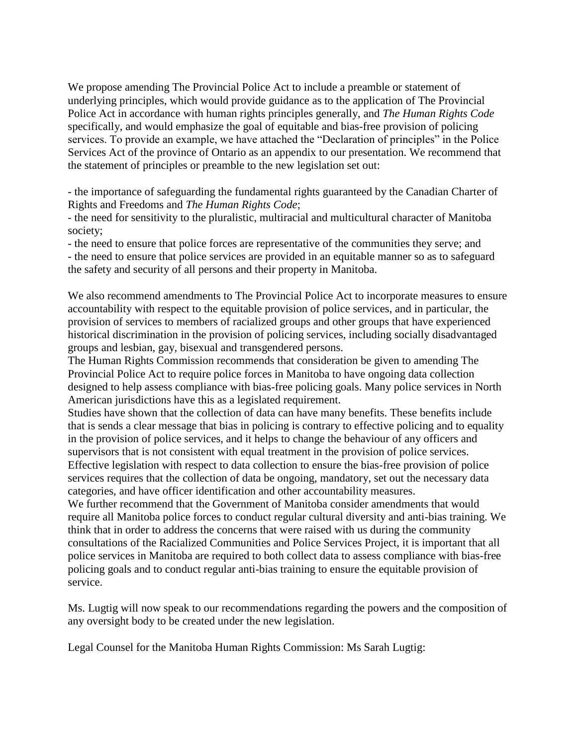We propose amending The Provincial Police Act to include a preamble or statement of underlying principles, which would provide guidance as to the application of The Provincial Police Act in accordance with human rights principles generally, and *The Human Rights Code* specifically, and would emphasize the goal of equitable and bias-free provision of policing services. To provide an example, we have attached the "Declaration of principles" in the Police Services Act of the province of Ontario as an appendix to our presentation. We recommend that the statement of principles or preamble to the new legislation set out:

- the importance of safeguarding the fundamental rights guaranteed by the Canadian Charter of Rights and Freedoms and *The Human Rights Code*;
- the need for sensitivity to the pluralistic, multiracial and multicultural character of Manitoba society;
- the need to ensure that police forces are representative of the communities they serve; and
- the need to ensure that police services are provided in an equitable manner so as to safeguard the safety and security of all persons and their property in Manitoba.

We also recommend amendments to The Provincial Police Act to incorporate measures to ensure accountability with respect to the equitable provision of police services, and in particular, the provision of services to members of racialized groups and other groups that have experienced historical discrimination in the provision of policing services, including socially disadvantaged groups and lesbian, gay, bisexual and transgendered persons.

The Human Rights Commission recommends that consideration be given to amending The Provincial Police Act to require police forces in Manitoba to have ongoing data collection designed to help assess compliance with bias-free policing goals. Many police services in North American jurisdictions have this as a legislated requirement.

Studies have shown that the collection of data can have many benefits. These benefits include that is sends a clear message that bias in policing is contrary to effective policing and to equality in the provision of police services, and it helps to change the behaviour of any officers and supervisors that is not consistent with equal treatment in the provision of police services.

Effective legislation with respect to data collection to ensure the bias-free provision of police services requires that the collection of data be ongoing, mandatory, set out the necessary data categories, and have officer identification and other accountability measures.

We further recommend that the Government of Manitoba consider amendments that would require all Manitoba police forces to conduct regular cultural diversity and anti-bias training. We think that in order to address the concerns that were raised with us during the community consultations of the Racialized Communities and Police Services Project, it is important that all police services in Manitoba are required to both collect data to assess compliance with bias-free policing goals and to conduct regular anti-bias training to ensure the equitable provision of service.

Ms. Lugtig will now speak to our recommendations regarding the powers and the composition of any oversight body to be created under the new legislation.

Legal Counsel for the Manitoba Human Rights Commission: Ms Sarah Lugtig: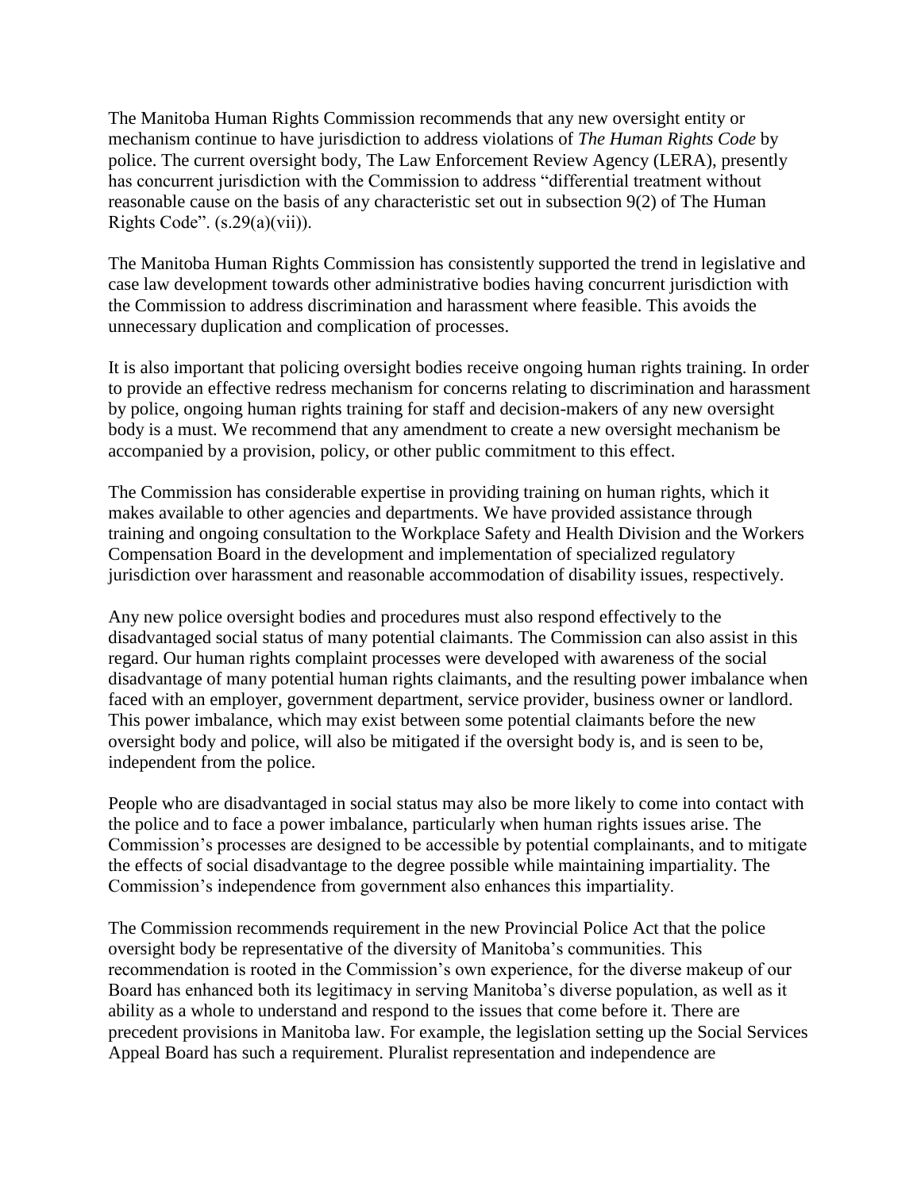The Manitoba Human Rights Commission recommends that any new oversight entity or mechanism continue to have jurisdiction to address violations of *The Human Rights Code* by police. The current oversight body, The Law Enforcement Review Agency (LERA), presently has concurrent jurisdiction with the Commission to address "differential treatment without reasonable cause on the basis of any characteristic set out in subsection 9(2) of The Human Rights Code". (s.29(a)(vii)).

The Manitoba Human Rights Commission has consistently supported the trend in legislative and case law development towards other administrative bodies having concurrent jurisdiction with the Commission to address discrimination and harassment where feasible. This avoids the unnecessary duplication and complication of processes.

It is also important that policing oversight bodies receive ongoing human rights training. In order to provide an effective redress mechanism for concerns relating to discrimination and harassment by police, ongoing human rights training for staff and decision-makers of any new oversight body is a must. We recommend that any amendment to create a new oversight mechanism be accompanied by a provision, policy, or other public commitment to this effect.

The Commission has considerable expertise in providing training on human rights, which it makes available to other agencies and departments. We have provided assistance through training and ongoing consultation to the Workplace Safety and Health Division and the Workers Compensation Board in the development and implementation of specialized regulatory jurisdiction over harassment and reasonable accommodation of disability issues, respectively.

Any new police oversight bodies and procedures must also respond effectively to the disadvantaged social status of many potential claimants. The Commission can also assist in this regard. Our human rights complaint processes were developed with awareness of the social disadvantage of many potential human rights claimants, and the resulting power imbalance when faced with an employer, government department, service provider, business owner or landlord. This power imbalance, which may exist between some potential claimants before the new oversight body and police, will also be mitigated if the oversight body is, and is seen to be, independent from the police.

People who are disadvantaged in social status may also be more likely to come into contact with the police and to face a power imbalance, particularly when human rights issues arise. The Commission's processes are designed to be accessible by potential complainants, and to mitigate the effects of social disadvantage to the degree possible while maintaining impartiality. The Commission's independence from government also enhances this impartiality.

The Commission recommends requirement in the new Provincial Police Act that the police oversight body be representative of the diversity of Manitoba's communities. This recommendation is rooted in the Commission's own experience, for the diverse makeup of our Board has enhanced both its legitimacy in serving Manitoba's diverse population, as well as it ability as a whole to understand and respond to the issues that come before it. There are precedent provisions in Manitoba law. For example, the legislation setting up the Social Services Appeal Board has such a requirement. Pluralist representation and independence are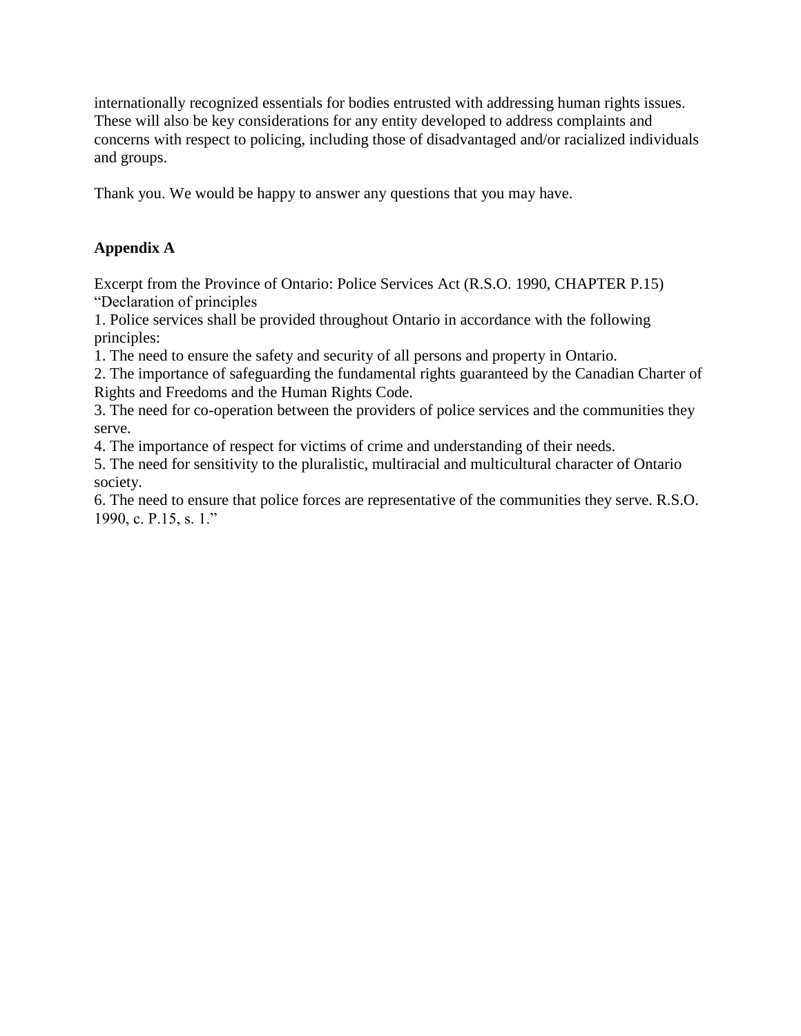internationally recognized essentials for bodies entrusted with addressing human rights issues. These will also be key considerations for any entity developed to address complaints and concerns with respect to policing, including those of disadvantaged and/or racialized individuals and groups.

Thank you. We would be happy to answer any questions that you may have.

**Appendix A**

Excerpt from the Province of Ontario: Police Services Act (R.S.O. 1990, CHAPTER P.15)
"Declaration of principles

1. Police services shall be provided throughout Ontario in accordance with the following principles:

1. The need to ensure the safety and security of all persons and property in Ontario.
2. The importance of safeguarding the fundamental rights guaranteed by the Canadian Charter of Rights and Freedoms and the Human Rights Code.
3. The need for co-operation between the providers of police services and the communities they serve.
4. The importance of respect for victims of crime and understanding of their needs.
5. The need for sensitivity to the pluralistic, multiracial and multicultural character of Ontario society.
6. The need to ensure that police forces are representative of the communities they serve. R.S.O. 1990, c. P.15, s. 1."